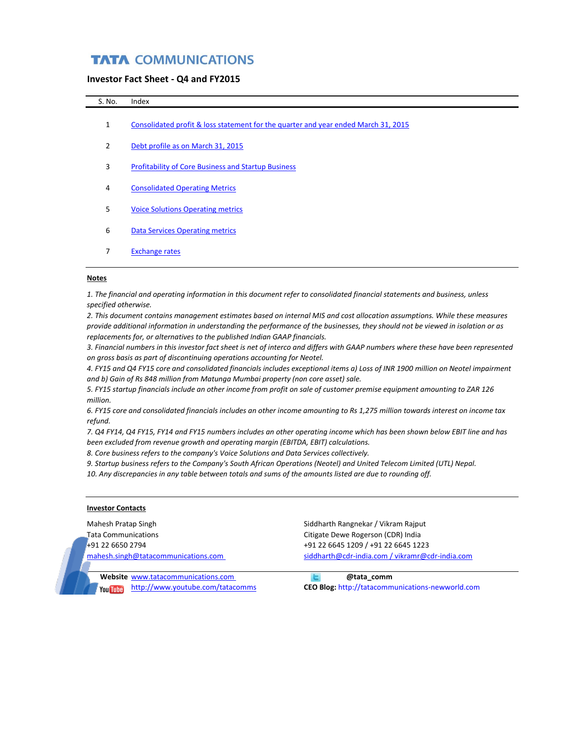# TATA COMMUNICATIONS

## Investor Fact Sheet - Q4 and FY2015

| S. No. | Index |
|---|---|
| 1 | Consolidated profit & loss statement for the quarter and year ended March 31, 2015 |
| 2 | Debt profile as on March 31, 2015 |
| 3 | Profitability of Core Business and Startup Business |
| 4 | Consolidated Operating Metrics |
| 5 | Voice Solutions Operating metrics |
| 6 | Data Services Operating metrics |
| 7 | Exchange rates |

**Notes**

*1. The financial and operating information in this document refer to consolidated financial statements and business, unless specified otherwise.*
*2. This document contains management estimates based on internal MIS and cost allocation assumptions. While these measures provide additional information in understanding the performance of the businesses, they should not be viewed in isolation or as replacements for, or alternatives to the published Indian GAAP financials.*
*3. Financial numbers in this investor fact sheet is net of interco and differs with GAAP numbers where these have been represented on gross basis as part of discontinuing operations accounting for Neotel.*
*4. FY15 and Q4 FY15 core and consolidated financials includes exceptional items a) Loss of INR 1900 million on Neotel impairment and b) Gain of Rs 848 million from Matunga Mumbai property (non core asset) sale.*
*5. FY15 startup financials include an other income from profit on sale of customer premise equipment amounting to ZAR 126 million.*
*6. FY15 core and consolidated financials includes an other income amounting to Rs 1,275 million towards interest on income tax refund.*
*7. Q4 FY14, Q4 FY15, FY14 and FY15 numbers includes an other operating income which has been shown below EBIT line and has been excluded from revenue growth and operating margin (EBITDA, EBIT) calculations.*
*8. Core business refers to the company's Voice Solutions and Data Services collectively.*
*9. Startup business refers to the Company's South African Operations (Neotel) and United Telecom Limited (UTL) Nepal.*
*10. Any discrepancies in any table between totals and sums of the amounts listed are due to rounding off.*

**Investor Contacts**

Mahesh Pratap Singh
Tata Communications
+91 22 6650 2794
mahesh.singh@tatacommunications.com

Siddharth Rangnekar / Vikram Rajput
Citigate Dewe Rogerson (CDR) India
+91 22 6645 1209 / +91 22 6645 1223
siddharth@cdr-india.com / vikramr@cdr-india.com

**Website** www.tatacommunications.com
YouTube http://www.youtube.com/tatacomms

**@tata_comm**
**CEO Blog:** http://tatacommunications-newworld.com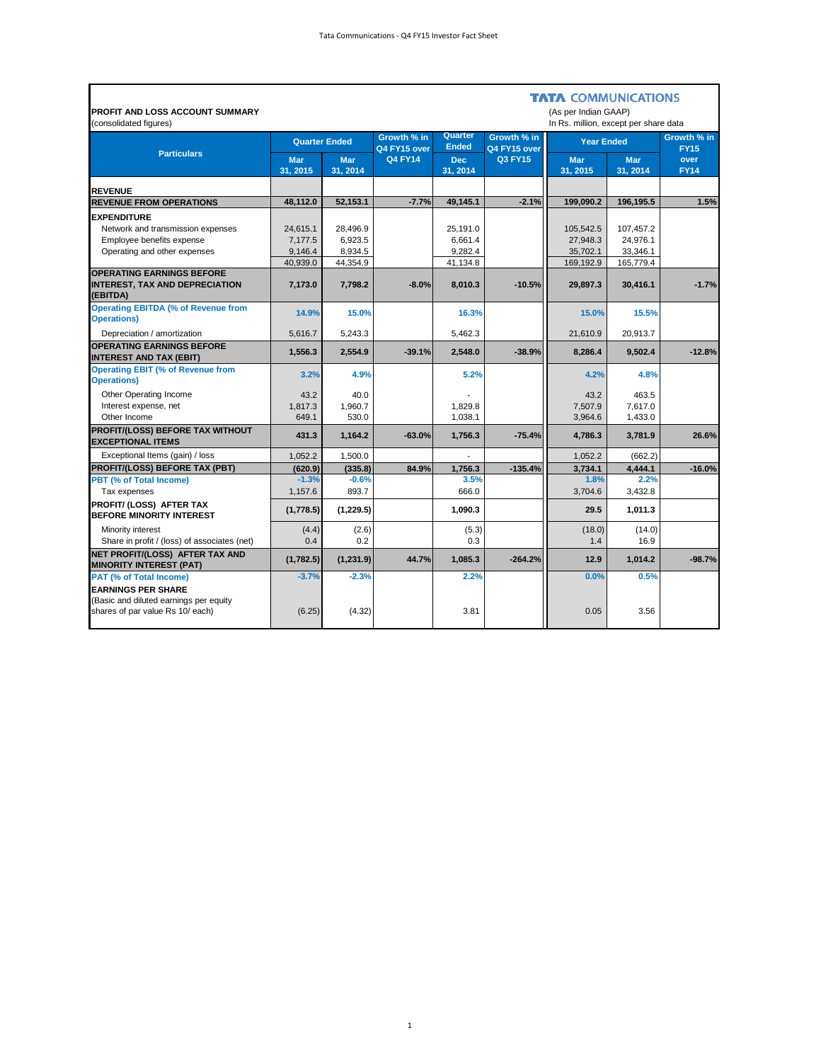**TATA COMMUNICATIONS**

**PROFIT AND LOSS ACCOUNT SUMMARY**
(consolidated figures)

(As per Indian GAAP)
In Rs. million, except per share data

| Particulars | Quarter Ended | | Growth % in Q4 FY15 over Q4 FY14 | Quarter Ended | Growth % in Q4 FY15 over Q3 FY15 | Year Ended | | Growth % in FY15 over FY14 |
|---|---|---|---|---|---|---|---|---|
| | Mar 31, 2015 | Mar 31, 2014 | | Dec 31, 2014 | | Mar 31, 2015 | Mar 31, 2014 | |
| **REVENUE** | | | | | | | | |
| **REVENUE FROM OPERATIONS** | **48,112.0** | **52,153.1** | **-7.7%** | **49,145.1** | **-2.1%** | **199,090.2** | **196,195.5** | **1.5%** |
| **EXPENDITURE** | | | | | | | | |
| Network and transmission expenses | 24,615.1 | 28,496.9 | | 25,191.0 | | 105,542.5 | 107,457.2 | |
| Employee benefits expense | 7,177.5 | 6,923.5 | | 6,661.4 | | 27,948.3 | 24,976.1 | |
| Operating and other expenses | 9,146.4 | 8,934.5 | | 9,282.4 | | 35,702.1 | 33,346.1 | |
| | 40,939.0 | 44,354.9 | | 41,134.8 | | 169,192.9 | 165,779.4 | |
| **OPERATING EARNINGS BEFORE INTEREST, TAX AND DEPRECIATION (EBITDA)** | **7,173.0** | **7,798.2** | **-8.0%** | **8,010.3** | **-10.5%** | **29,897.3** | **30,416.1** | **-1.7%** |
| **Operating EBITDA (% of Revenue from Operations)** | **14.9%** | **15.0%** | | **16.3%** | | **15.0%** | **15.5%** | |
| Depreciation / amortization | 5,616.7 | 5,243.3 | | 5,462.3 | | 21,610.9 | 20,913.7 | |
| **OPERATING EARNINGS BEFORE INTEREST AND TAX (EBIT)** | **1,556.3** | **2,554.9** | **-39.1%** | **2,548.0** | **-38.9%** | **8,286.4** | **9,502.4** | **-12.8%** |
| **Operating EBIT (% of Revenue from Operations)** | **3.2%** | **4.9%** | | **5.2%** | | **4.2%** | **4.8%** | |
| Other Operating Income | 43.2 | 40.0 | | - | | 43.2 | 463.5 | |
| Interest expense, net | 1,817.3 | 1,960.7 | | 1,829.8 | | 7,507.9 | 7,617.0 | |
| Other Income | 649.1 | 530.0 | | 1,038.1 | | 3,964.6 | 1,433.0 | |
| **PROFIT/(LOSS) BEFORE TAX WITHOUT EXCEPTIONAL ITEMS** | **431.3** | **1,164.2** | **-63.0%** | **1,756.3** | **-75.4%** | **4,786.3** | **3,781.9** | **26.6%** |
| Exceptional Items (gain) / loss | 1,052.2 | 1,500.0 | | - | | 1,052.2 | (662.2) | |
| **PROFIT/(LOSS) BEFORE TAX (PBT)** | **(620.9)** | **(335.8)** | **84.9%** | **1,756.3** | **-135.4%** | **3,734.1** | **4,444.1** | **-16.0%** |
| **PBT (% of Total Income)** | **-1.3%** | **-0.6%** | | **3.5%** | | **1.8%** | **2.2%** | |
| Tax expenses | 1,157.6 | 893.7 | | 666.0 | | 3,704.6 | 3,432.8 | |
| **PROFIT/ (LOSS) AFTER TAX BEFORE MINORITY INTEREST** | **(1,778.5)** | **(1,229.5)** | | **1,090.3** | | **29.5** | **1,011.3** | |
| Minority interest | (4.4) | (2.6) | | (5.3) | | (18.0) | (14.0) | |
| Share in profit / (loss) of associates (net) | 0.4 | 0.2 | | 0.3 | | 1.4 | 16.9 | |
| **NET PROFIT/(LOSS) AFTER TAX AND MINORITY INTEREST (PAT)** | **(1,782.5)** | **(1,231.9)** | **44.7%** | **1,085.3** | **-264.2%** | **12.9** | **1,014.2** | **-98.7%** |
| **PAT (% of Total Income)** | **-3.7%** | **-2.3%** | | **2.2%** | | **0.0%** | **0.5%** | |
| **EARNINGS PER SHARE** (Basic and diluted earnings per equity shares of par value Rs 10/ each) | (6.25) | (4.32) | | 3.81 | | 0.05 | 3.56 | |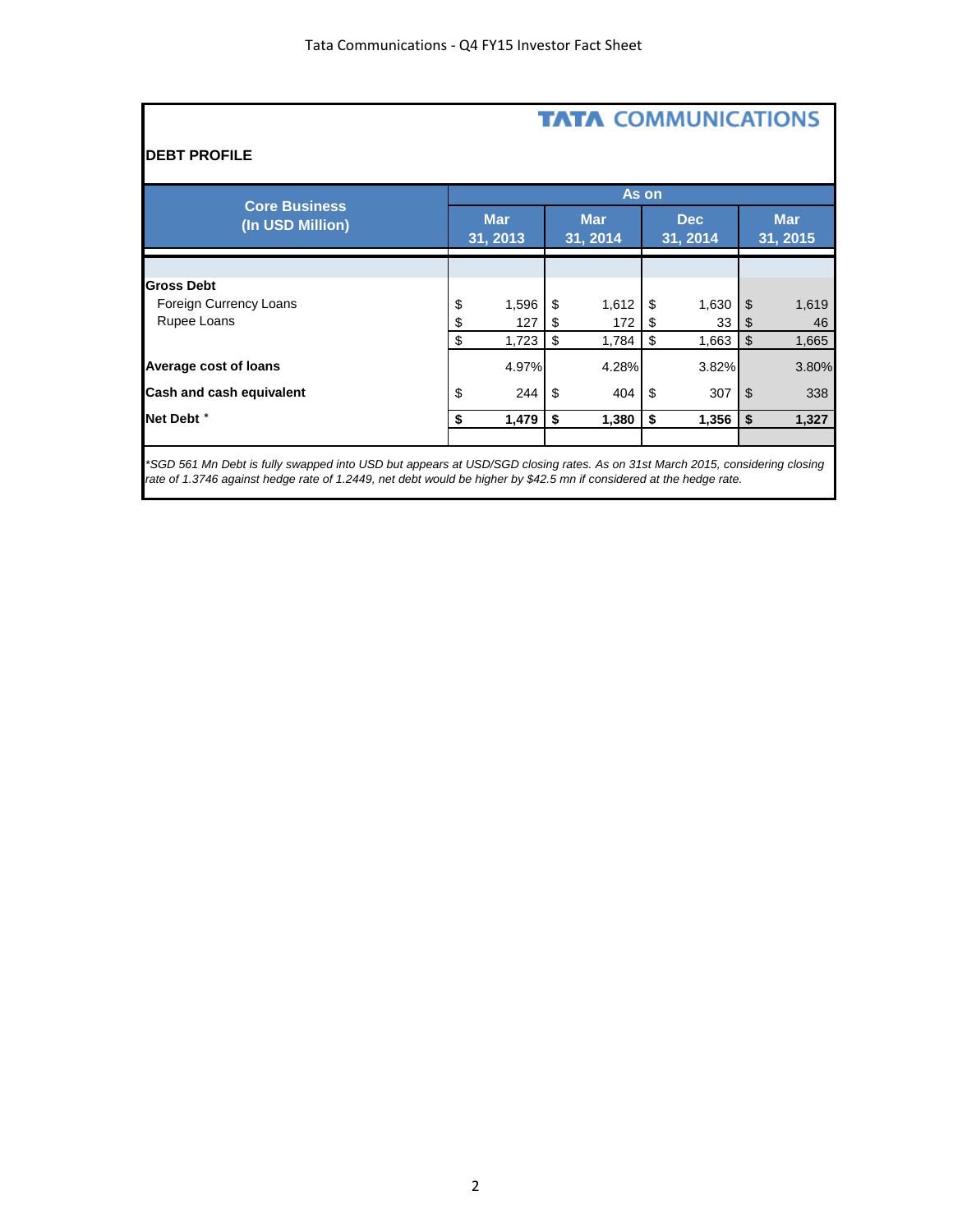**TATA COMMUNICATIONS**

## DEBT PROFILE

| Core Business (In USD Million) | As on | | | |
|---|---|---|---|---|
| | Mar 31, 2013 | Mar 31, 2014 | Dec 31, 2014 | Mar 31, 2015 |
| **Gross Debt** | | | | |
| Foreign Currency Loans | $ 1,596 | $ 1,612 | $ 1,630 | $ 1,619 |
| Rupee Loans | $ 127 | $ 172 | $ 33 | $ 46 |
| | $ 1,723 | $ 1,784 | $ 1,663 | $ 1,665 |
| **Average cost of loans** | 4.97% | 4.28% | 3.82% | 3.80% |
| **Cash and cash equivalent** | $ 244 | $ 404 | $ 307 | $ 338 |
| **Net Debt** * | **$ 1,479** | **$ 1,380** | **$ 1,356** | **$ 1,327** |

*\*SGD 561 Mn Debt is fully swapped into USD but appears at USD/SGD closing rates. As on 31st March 2015, considering closing rate of 1.3746 against hedge rate of 1.2449, net debt would be higher by $42.5 mn if considered at the hedge rate.*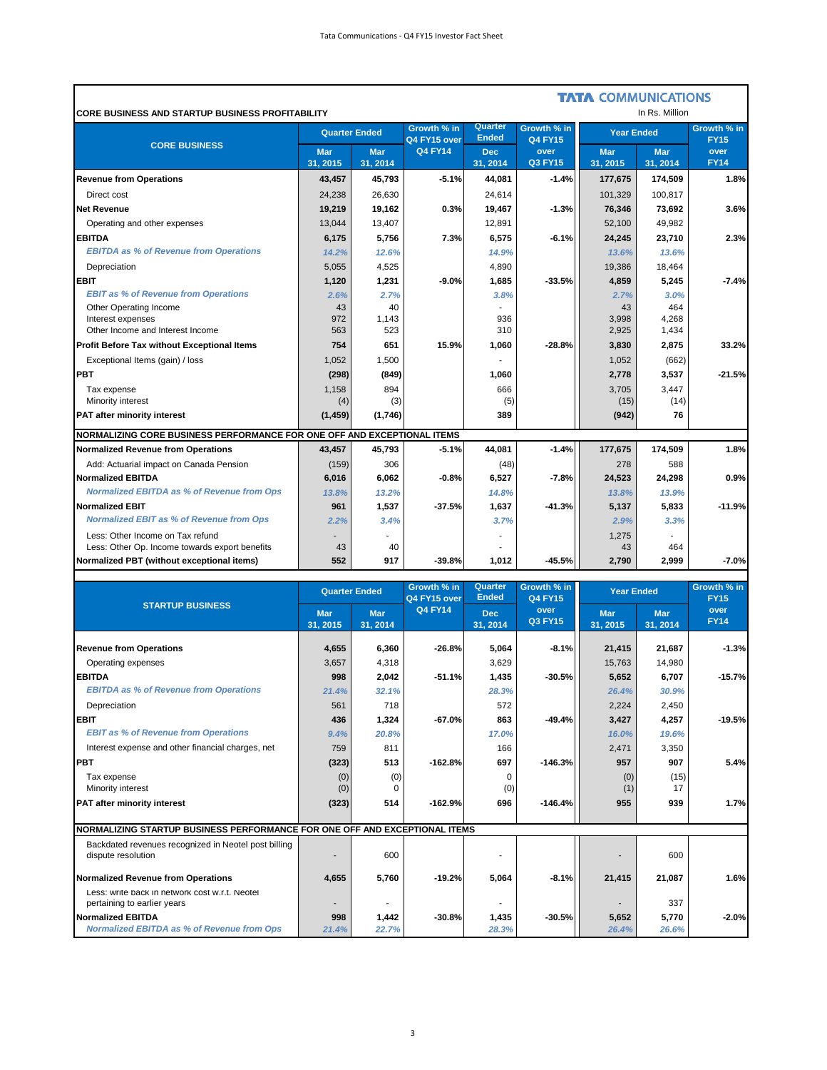**TATA COMMUNICATIONS**

## CORE BUSINESS AND STARTUP BUSINESS PROFITABILITY

In Rs. Million

| CORE BUSINESS | Quarter Ended | | Growth % in Q4 FY15 over Q4 FY14 | Quarter Ended | Growth % in Q4 FY15 over Q3 FY15 | Year Ended | | Growth % in FY15 over FY14 |
|---|---|---|---|---|---|---|---|---|
| | Mar 31, 2015 | Mar 31, 2014 | | Dec 31, 2014 | | Mar 31, 2015 | Mar 31, 2014 | |
| **Revenue from Operations** | **43,457** | **45,793** | **-5.1%** | **44,081** | **-1.4%** | **177,675** | **174,509** | **1.8%** |
| Direct cost | 24,238 | 26,630 | | 24,614 | | 101,329 | 100,817 | |
| **Net Revenue** | **19,219** | **19,162** | **0.3%** | **19,467** | **-1.3%** | **76,346** | **73,692** | **3.6%** |
| Operating and other expenses | 13,044 | 13,407 | | 12,891 | | 52,100 | 49,982 | |
| **EBITDA** | **6,175** | **5,756** | **7.3%** | **6,575** | **-6.1%** | **24,245** | **23,710** | **2.3%** |
| *EBITDA as % of Revenue from Operations* | *14.2%* | *12.6%* | | *14.9%* | | *13.6%* | *13.6%* | |
| Depreciation | 5,055 | 4,525 | | 4,890 | | 19,386 | 18,464 | |
| **EBIT** | **1,120** | **1,231** | **-9.0%** | **1,685** | **-33.5%** | **4,859** | **5,245** | **-7.4%** |
| *EBIT as % of Revenue from Operations* | *2.6%* | *2.7%* | | *3.8%* | | *2.7%* | *3.0%* | |
| Other Operating Income | 43 | 40 | | - | | 43 | 464 | |
| Interest expenses | 972 | 1,143 | | 936 | | 3,998 | 4,268 | |
| Other Income and Interest Income | 563 | 523 | | 310 | | 2,925 | 1,434 | |
| **Profit Before Tax without Exceptional Items** | **754** | **651** | **15.9%** | **1,060** | **-28.8%** | **3,830** | **2,875** | **33.2%** |
| Exceptional Items (gain) / loss | 1,052 | 1,500 | | - | | 1,052 | (662) | |
| **PBT** | **(298)** | **(849)** | | **1,060** | | **2,778** | **3,537** | **-21.5%** |
| Tax expense | 1,158 | 894 | | 666 | | 3,705 | 3,447 | |
| Minority interest | (4) | (3) | | (5) | | (15) | (14) | |
| **PAT after minority interest** | **(1,459)** | **(1,746)** | | **389** | | **(942)** | **76** | |
| **NORMALIZING CORE BUSINESS PERFORMANCE FOR ONE OFF AND EXCEPTIONAL ITEMS** | | | | | | | | |
| **Normalized Revenue from Operations** | **43,457** | **45,793** | **-5.1%** | **44,081** | **-1.4%** | **177,675** | **174,509** | **1.8%** |
| Add: Actuarial impact on Canada Pension | (159) | 306 | | (48) | | 278 | 588 | |
| **Normalized EBITDA** | **6,016** | **6,062** | **-0.8%** | **6,527** | **-7.8%** | **24,523** | **24,298** | **0.9%** |
| *Normalized EBITDA as % of Revenue from Ops* | *13.8%* | *13.2%* | | *14.8%* | | *13.8%* | *13.9%* | |
| **Normalized EBIT** | **961** | **1,537** | **-37.5%** | **1,637** | **-41.3%** | **5,137** | **5,833** | **-11.9%** |
| *Normalized EBIT as % of Revenue from Ops* | *2.2%* | *3.4%* | | *3.7%* | | *2.9%* | *3.3%* | |
| Less: Other Income on Tax refund | - | - | | - | | 1,275 | - | |
| Less: Other Op. Income towards export benefits | 43 | 40 | | - | | 43 | 464 | |
| **Normalized PBT (without exceptional items)** | **552** | **917** | **-39.8%** | **1,012** | **-45.5%** | **2,790** | **2,999** | **-7.0%** |

| STARTUP BUSINESS | Quarter Ended | | Growth % in Q4 FY15 over Q4 FY14 | Quarter Ended | Growth % in Q4 FY15 over Q3 FY15 | Year Ended | | Growth % in FY15 over FY14 |
|---|---|---|---|---|---|---|---|---|
| | Mar 31, 2015 | Mar 31, 2014 | | Dec 31, 2014 | | Mar 31, 2015 | Mar 31, 2014 | |
| **Revenue from Operations** | **4,655** | **6,360** | **-26.8%** | **5,064** | **-8.1%** | **21,415** | **21,687** | **-1.3%** |
| Operating expenses | 3,657 | 4,318 | | 3,629 | | 15,763 | 14,980 | |
| **EBITDA** | **998** | **2,042** | **-51.1%** | **1,435** | **-30.5%** | **5,652** | **6,707** | **-15.7%** |
| *EBITDA as % of Revenue from Operations* | *21.4%* | *32.1%* | | *28.3%* | | *26.4%* | *30.9%* | |
| Depreciation | 561 | 718 | | 572 | | 2,224 | 2,450 | |
| **EBIT** | **436** | **1,324** | **-67.0%** | **863** | **-49.4%** | **3,427** | **4,257** | **-19.5%** |
| *EBIT as % of Revenue from Operations* | *9.4%* | *20.8%* | | *17.0%* | | *16.0%* | *19.6%* | |
| Interest expense and other financial charges, net | 759 | 811 | | 166 | | 2,471 | 3,350 | |
| **PBT** | **(323)** | **513** | **-162.8%** | **697** | **-146.3%** | **957** | **907** | **5.4%** |
| Tax expense | (0) | (0) | | 0 | | (0) | (15) | |
| Minority interest | (0) | 0 | | (0) | | (1) | 17 | |
| **PAT after minority interest** | **(323)** | **514** | **-162.9%** | **696** | **-146.4%** | **955** | **939** | **1.7%** |
| **NORMALIZING STARTUP BUSINESS PERFORMANCE FOR ONE OFF AND EXCEPTIONAL ITEMS** | | | | | | | | |
| Backdated revenues recognized in Neotel post billing dispute resolution | - | 600 | | - | | - | 600 | |
| **Normalized Revenue from Operations** | **4,655** | **5,760** | **-19.2%** | **5,064** | **-8.1%** | **21,415** | **21,087** | **1.6%** |
| Less: write back in network cost w.r.t. Neotel pertaining to earlier years | - | - | | - | | - | 337 | |
| **Normalized EBITDA** | **998** | **1,442** | **-30.8%** | **1,435** | **-30.5%** | **5,652** | **5,770** | **-2.0%** |
| *Normalized EBITDA as % of Revenue from Ops* | *21.4%* | *22.7%* | | *28.3%* | | *26.4%* | *26.6%* | |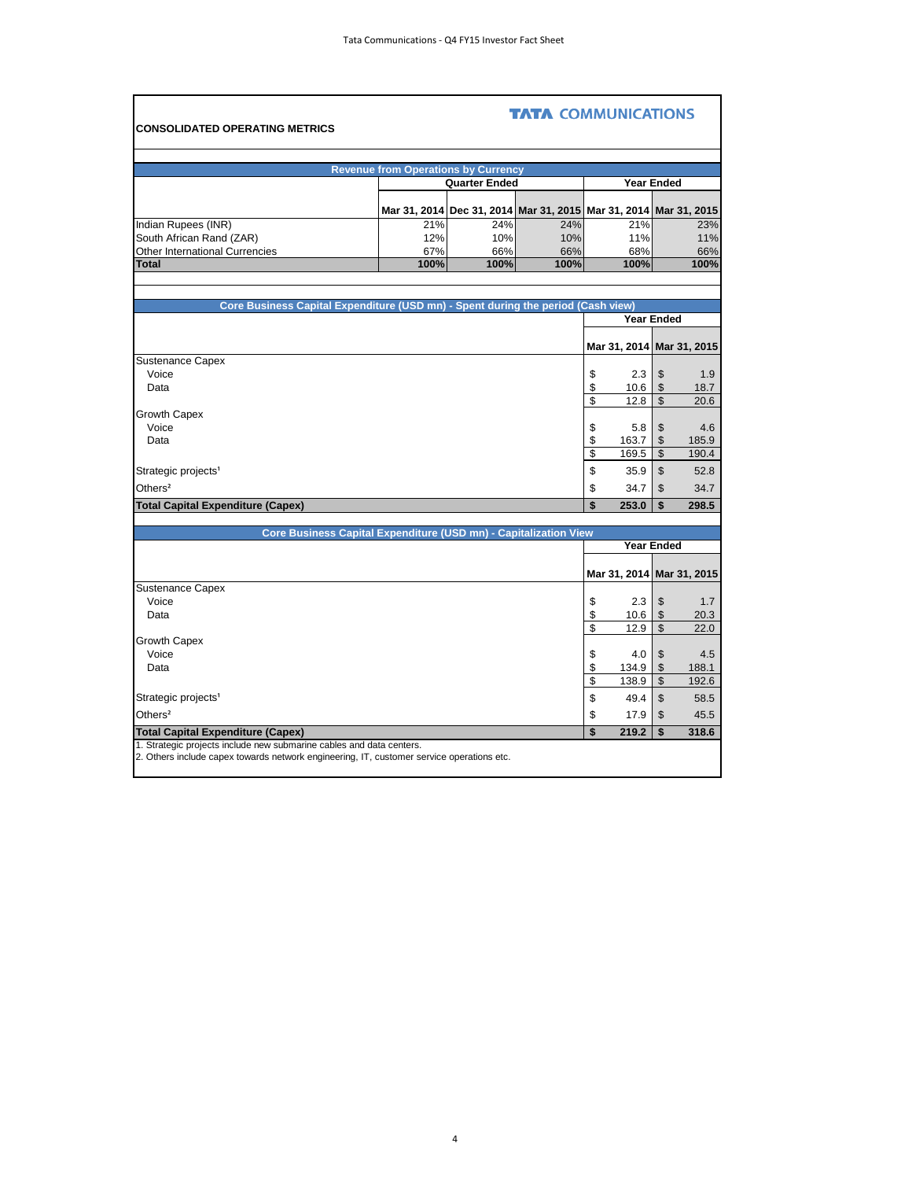**TATA COMMUNICATIONS**

## CONSOLIDATED OPERATING METRICS

### Revenue from Operations by Currency

| | Quarter Ended | | | Year Ended | |
|---|---|---|---|---|---|
| | Mar 31, 2014 | Dec 31, 2014 | Mar 31, 2015 | Mar 31, 2014 | Mar 31, 2015 |
| Indian Rupees (INR) | 21% | 24% | 24% | 21% | 23% |
| South African Rand (ZAR) | 12% | 10% | 10% | 11% | 11% |
| Other International Currencies | 67% | 66% | 66% | 68% | 66% |
| **Total** | **100%** | **100%** | **100%** | **100%** | **100%** |

### Core Business Capital Expenditure (USD mn) - Spent during the period (Cash view)

| | Year Ended | |
|---|---|---|
| | Mar 31, 2014 | Mar 31, 2015 |
| Sustenance Capex | | |
| Voice | $ 2.3 | $ 1.9 |
| Data | $ 10.6 | $ 18.7 |
| | $ 12.8 | $ 20.6 |
| Growth Capex | | |
| Voice | $ 5.8 | $ 4.6 |
| Data | $ 163.7 | $ 185.9 |
| | $ 169.5 | $ 190.4 |
| Strategic projects[1] | $ 35.9 | $ 52.8 |
| Others[2] | $ 34.7 | $ 34.7 |
| **Total Capital Expenditure (Capex)** | **$ 253.0** | **$ 298.5** |

### Core Business Capital Expenditure (USD mn) - Capitalization View

| | Year Ended | |
|---|---|---|
| | Mar 31, 2014 | Mar 31, 2015 |
| Sustenance Capex | | |
| Voice | $ 2.3 | $ 1.7 |
| Data | $ 10.6 | $ 20.3 |
| | $ 12.9 | $ 22.0 |
| Growth Capex | | |
| Voice | $ 4.0 | $ 4.5 |
| Data | $ 134.9 | $ 188.1 |
| | $ 138.9 | $ 192.6 |
| Strategic projects[1] | $ 49.4 | $ 58.5 |
| Others[2] | $ 17.9 | $ 45.5 |
| **Total Capital Expenditure (Capex)** | **$ 219.2** | **$ 318.6** |

1. Strategic projects include new submarine cables and data centers.
2. Others include capex towards network engineering, IT, customer service operations etc.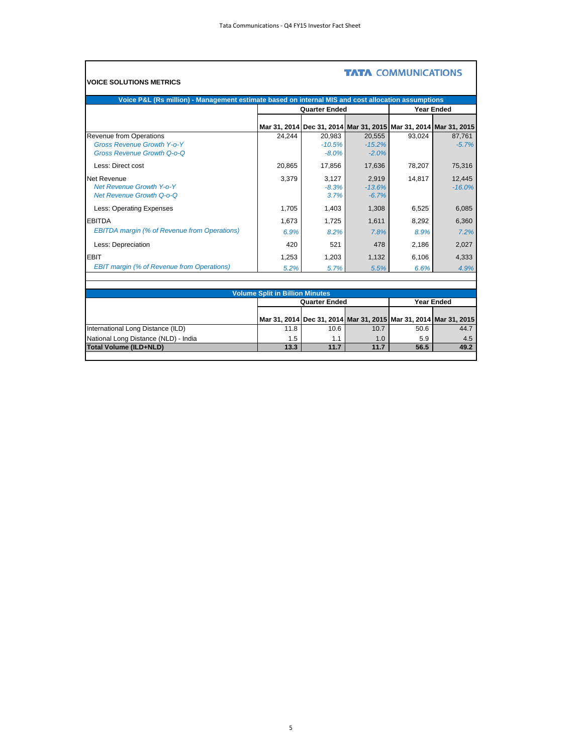**TATA COMMUNICATIONS**

### VOICE SOLUTIONS METRICS

| Voice P&L (Rs million) - Management estimate based on internal MIS and cost allocation assumptions | Quarter Ended | | | Year Ended | |
|---|---|---|---|---|---|
| | Mar 31, 2014 | Dec 31, 2014 | Mar 31, 2015 | Mar 31, 2014 | Mar 31, 2015 |
| Revenue from Operations | 24,244 | 20,983 | 20,555 | 93,024 | 87,761 |
| *Gross Revenue Growth Y-o-Y* | | *-10.5%* | *-15.2%* | | *-5.7%* |
| *Gross Revenue Growth Q-o-Q* | | *-8.0%* | *-2.0%* | | |
| Less: Direct cost | 20,865 | 17,856 | 17,636 | 78,207 | 75,316 |
| Net Revenue | 3,379 | 3,127 | 2,919 | 14,817 | 12,445 |
| *Net Revenue Growth Y-o-Y* | | *-8.3%* | *-13.6%* | | *-16.0%* |
| *Net Revenue Growth Q-o-Q* | | *3.7%* | *-6.7%* | | |
| Less: Operating Expenses | 1,705 | 1,403 | 1,308 | 6,525 | 6,085 |
| EBITDA | 1,673 | 1,725 | 1,611 | 8,292 | 6,360 |
| *EBITDA margin (% of Revenue from Operations)* | *6.9%* | *8.2%* | *7.8%* | *8.9%* | *7.2%* |
| Less: Depreciation | 420 | 521 | 478 | 2,186 | 2,027 |
| EBIT | 1,253 | 1,203 | 1,132 | 6,106 | 4,333 |
| *EBIT margin (% of Revenue from Operations)* | *5.2%* | *5.7%* | *5.5%* | *6.6%* | *4.9%* |

| Volume Split in Billion Minutes | Quarter Ended | | | Year Ended | |
|---|---|---|---|---|---|
| | Mar 31, 2014 | Dec 31, 2014 | Mar 31, 2015 | Mar 31, 2014 | Mar 31, 2015 |
| International Long Distance (ILD) | 11.8 | 10.6 | 10.7 | 50.6 | 44.7 |
| National Long Distance (NLD) - India | 1.5 | 1.1 | 1.0 | 5.9 | 4.5 |
| **Total Volume (ILD+NLD)** | **13.3** | **11.7** | **11.7** | **56.5** | **49.2** |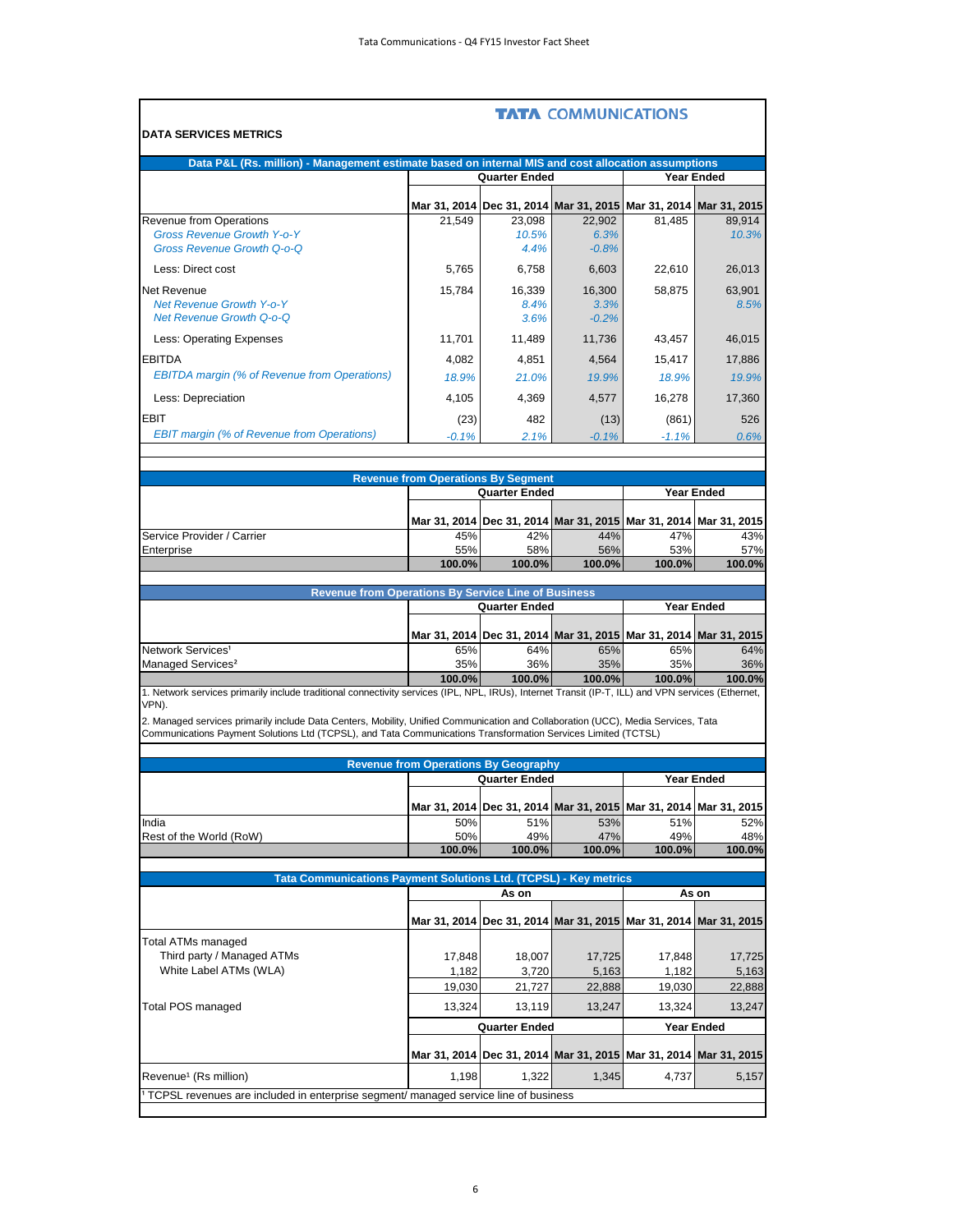TATA COMMUNICATIONS

## DATA SERVICES METRICS

**Data P&L (Rs. million) - Management estimate based on internal MIS and cost allocation assumptions**

| | Quarter Ended | | | Year Ended | |
|---|---|---|---|---|---|
| | Mar 31, 2014 | Dec 31, 2014 | Mar 31, 2015 | Mar 31, 2014 | Mar 31, 2015 |
| Revenue from Operations | 21,549 | 23,098 | 22,902 | 81,485 | 89,914 |
| *Gross Revenue Growth Y-o-Y* | | *10.5%* | *6.3%* | | *10.3%* |
| *Gross Revenue Growth Q-o-Q* | | *4.4%* | *-0.8%* | | |
| Less: Direct cost | 5,765 | 6,758 | 6,603 | 22,610 | 26,013 |
| Net Revenue | 15,784 | 16,339 | 16,300 | 58,875 | 63,901 |
| *Net Revenue Growth Y-o-Y* | | *8.4%* | *3.3%* | | *8.5%* |
| *Net Revenue Growth Q-o-Q* | | *3.6%* | *-0.2%* | | |
| Less: Operating Expenses | 11,701 | 11,489 | 11,736 | 43,457 | 46,015 |
| EBITDA | 4,082 | 4,851 | 4,564 | 15,417 | 17,886 |
| *EBITDA margin (% of Revenue from Operations)* | *18.9%* | *21.0%* | *19.9%* | *18.9%* | *19.9%* |
| Less: Depreciation | 4,105 | 4,369 | 4,577 | 16,278 | 17,360 |
| EBIT | (23) | 482 | (13) | (861) | 526 |
| *EBIT margin (% of Revenue from Operations)* | *-0.1%* | *2.1%* | *-0.1%* | *-1.1%* | *0.6%* |

**Revenue from Operations By Segment**

| | Quarter Ended | | | Year Ended | |
|---|---|---|---|---|---|
| | Mar 31, 2014 | Dec 31, 2014 | Mar 31, 2015 | Mar 31, 2014 | Mar 31, 2015 |
| Service Provider / Carrier | 45% | 42% | 44% | 47% | 43% |
| Enterprise | 55% | 58% | 56% | 53% | 57% |
| | **100.0%** | **100.0%** | **100.0%** | **100.0%** | **100.0%** |

**Revenue from Operations By Service Line of Business**

| | Quarter Ended | | | Year Ended | |
|---|---|---|---|---|---|
| | Mar 31, 2014 | Dec 31, 2014 | Mar 31, 2015 | Mar 31, 2014 | Mar 31, 2015 |
| Network Services[1] | 65% | 64% | 65% | 65% | 64% |
| Managed Services[2] | 35% | 36% | 35% | 35% | 36% |
| | **100.0%** | **100.0%** | **100.0%** | **100.0%** | **100.0%** |

1. Network services primarily include traditional connectivity services (IPL, NPL, IRUs), Internet Transit (IP-T, ILL) and VPN services (Ethernet, VPN).

2. Managed services primarily include Data Centers, Mobility, Unified Communication and Collaboration (UCC), Media Services, Tata Communications Payment Solutions Ltd (TCPSL), and Tata Communications Transformation Services Limited (TCTSL)

**Revenue from Operations By Geography**

| | Quarter Ended | | | Year Ended | |
|---|---|---|---|---|---|
| | Mar 31, 2014 | Dec 31, 2014 | Mar 31, 2015 | Mar 31, 2014 | Mar 31, 2015 |
| India | 50% | 51% | 53% | 51% | 52% |
| Rest of the World (RoW) | 50% | 49% | 47% | 49% | 48% |
| | **100.0%** | **100.0%** | **100.0%** | **100.0%** | **100.0%** |

**Tata Communications Payment Solutions Ltd. (TCPSL) - Key metrics**

| | As on | | | As on | |
|---|---|---|---|---|---|
| | Mar 31, 2014 | Dec 31, 2014 | Mar 31, 2015 | Mar 31, 2014 | Mar 31, 2015 |
| Total ATMs managed | | | | | |
| Third party / Managed ATMs | 17,848 | 18,007 | 17,725 | 17,848 | 17,725 |
| White Label ATMs (WLA) | 1,182 | 3,720 | 5,163 | 1,182 | 5,163 |
| | 19,030 | 21,727 | 22,888 | 19,030 | 22,888 |
| Total POS managed | 13,324 | 13,119 | 13,247 | 13,324 | 13,247 |

| | Quarter Ended | | | Year Ended | |
|---|---|---|---|---|---|
| | Mar 31, 2014 | Dec 31, 2014 | Mar 31, 2015 | Mar 31, 2014 | Mar 31, 2015 |
| Revenue[1] (Rs million) | 1,198 | 1,322 | 1,345 | 4,737 | 5,157 |

[1] TCPSL revenues are included in enterprise segment/ managed service line of business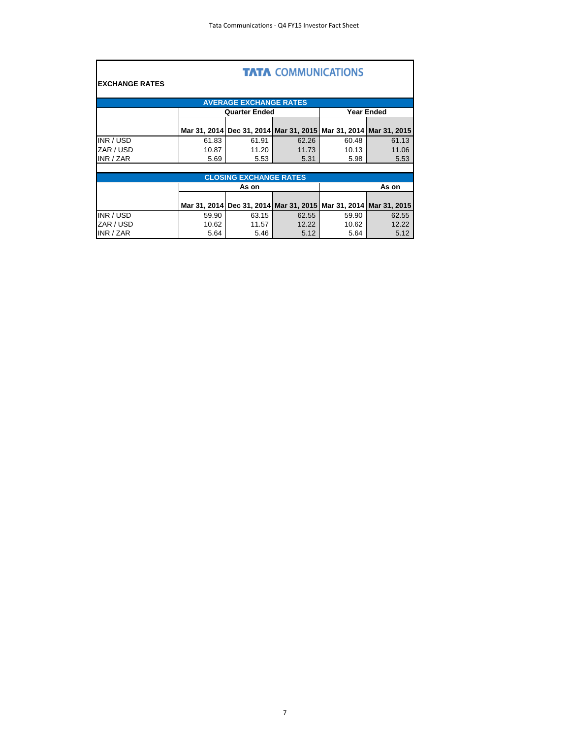**TATA COMMUNICATIONS**

**EXCHANGE RATES**

| | AVERAGE EXCHANGE RATES | | | | |
|---|---|---|---|---|---|
| | Quarter Ended | | | Year Ended | |
| | Mar 31, 2014 | Dec 31, 2014 | Mar 31, 2015 | Mar 31, 2014 | Mar 31, 2015 |
| INR / USD | 61.83 | 61.91 | 62.26 | 60.48 | 61.13 |
| ZAR / USD | 10.87 | 11.20 | 11.73 | 10.13 | 11.06 |
| INR / ZAR | 5.69 | 5.53 | 5.31 | 5.98 | 5.53 |

| | CLOSING EXCHANGE RATES | | | | |
|---|---|---|---|---|---|
| | As on | | | As on | |
| | Mar 31, 2014 | Dec 31, 2014 | Mar 31, 2015 | Mar 31, 2014 | Mar 31, 2015 |
| INR / USD | 59.90 | 63.15 | 62.55 | 59.90 | 62.55 |
| ZAR / USD | 10.62 | 11.57 | 12.22 | 10.62 | 12.22 |
| INR / ZAR | 5.64 | 5.46 | 5.12 | 5.64 | 5.12 |